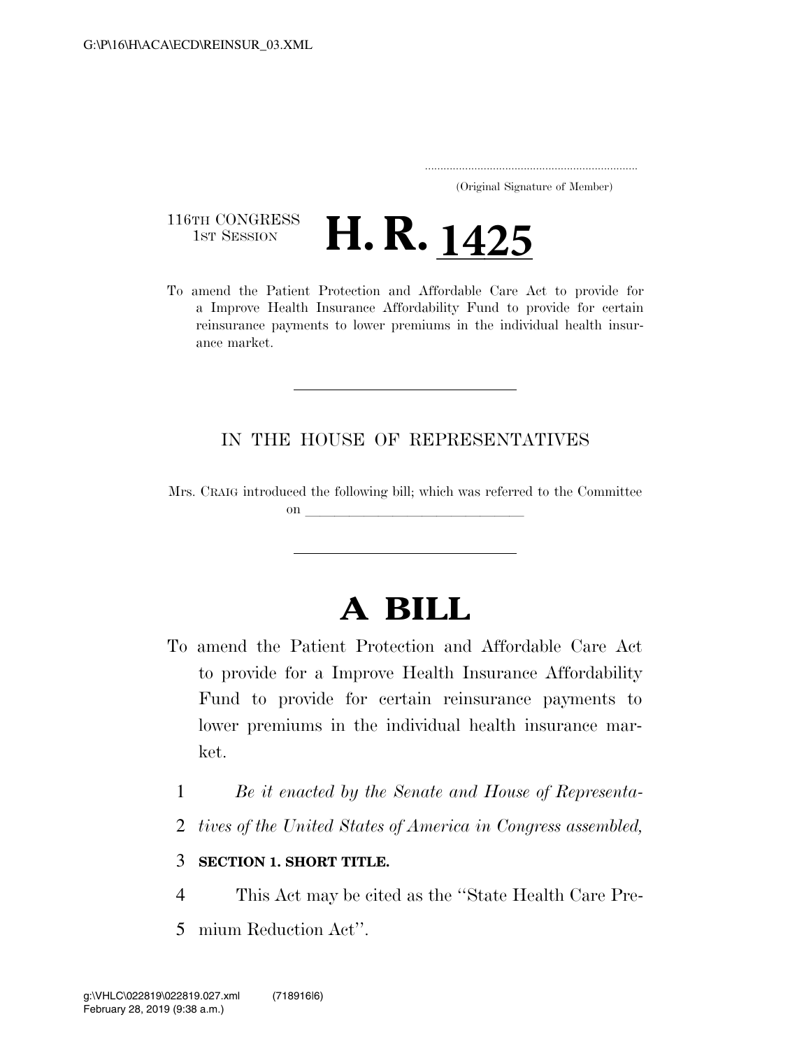(Original Signature of Member)

116TH CONGRESS
1ST SESSION

# H. R. 1425

To amend the Patient Protection and Affordable Care Act to provide for a Improve Health Insurance Affordability Fund to provide for certain reinsurance payments to lower premiums in the individual health insurance market.

---

IN THE HOUSE OF REPRESENTATIVES

Mrs. CRAIG introduced the following bill; which was referred to the Committee on \_\_\_\_\_\_\_\_\_\_\_\_\_\_\_\_\_\_\_\_\_\_\_\_\_\_\_\_\_\_

---

# A BILL

To amend the Patient Protection and Affordable Care Act to provide for a Improve Health Insurance Affordability Fund to provide for certain reinsurance payments to lower premiums in the individual health insurance market.

1 *Be it enacted by the Senate and House of Representa-*
2 *tives of the United States of America in Congress assembled,*

3 **SECTION 1. SHORT TITLE.**

4 This Act may be cited as the ''State Health Care Pre-
5 mium Reduction Act''.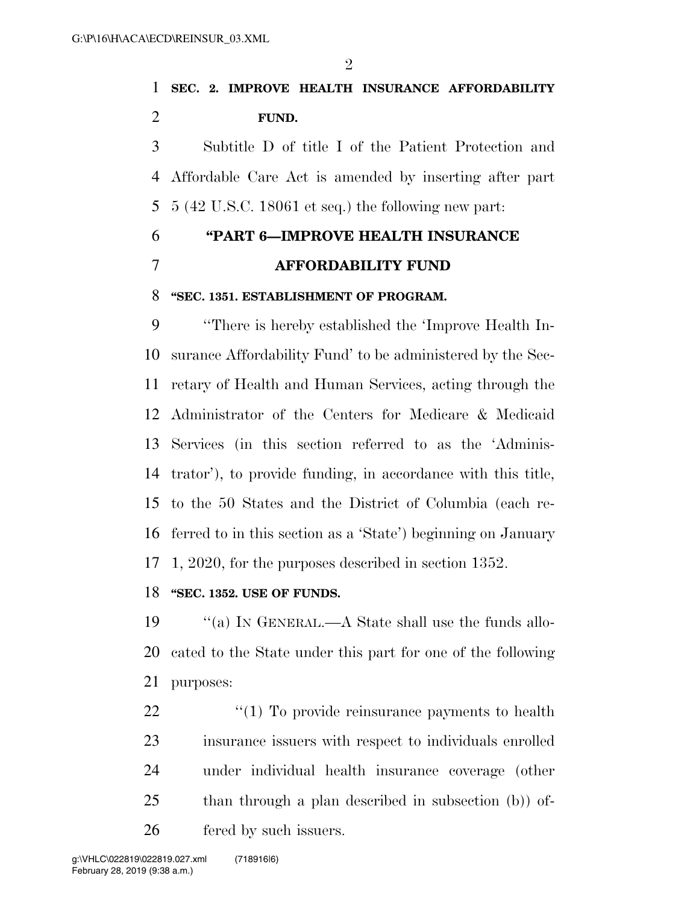**SEC. 2. IMPROVE HEALTH INSURANCE AFFORDABILITY FUND.**

Subtitle D of title I of the Patient Protection and Affordable Care Act is amended by inserting after part 5 (42 U.S.C. 18061 et seq.) the following new part:

## "PART 6—IMPROVE HEALTH INSURANCE AFFORDABILITY FUND

**"SEC. 1351. ESTABLISHMENT OF PROGRAM.**

"There is hereby established the 'Improve Health Insurance Affordability Fund' to be administered by the Secretary of Health and Human Services, acting through the Administrator of the Centers for Medicare & Medicaid Services (in this section referred to as the 'Administrator'), to provide funding, in accordance with this title, to the 50 States and the District of Columbia (each referred to in this section as a 'State') beginning on January 1, 2020, for the purposes described in section 1352.

**"SEC. 1352. USE OF FUNDS.**

"(a) IN GENERAL.—A State shall use the funds allocated to the State under this part for one of the following purposes:

"(1) To provide reinsurance payments to health insurance issuers with respect to individuals enrolled under individual health insurance coverage (other than through a plan described in subsection (b)) offered by such issuers.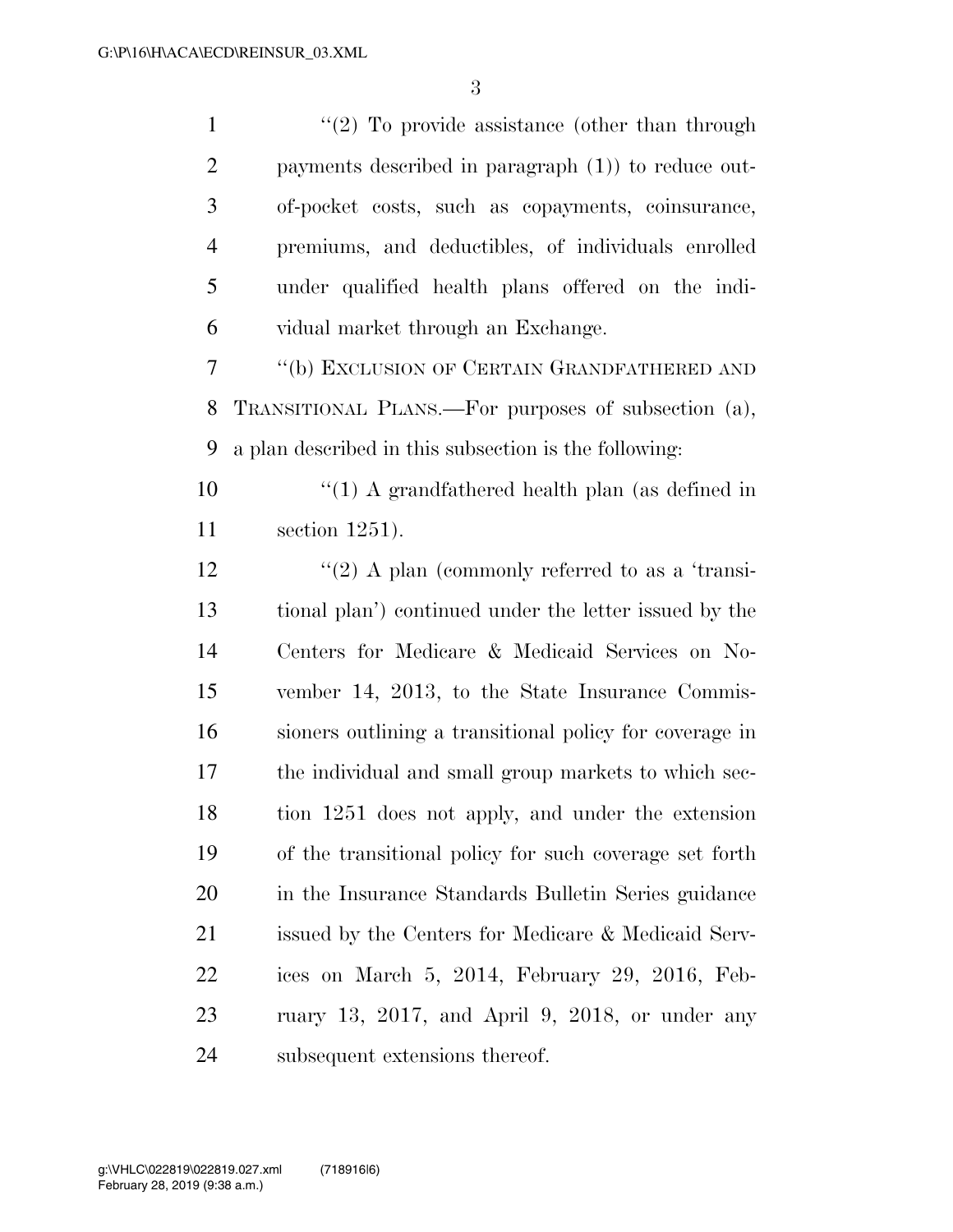"(2) To provide assistance (other than through payments described in paragraph (1)) to reduce out-of-pocket costs, such as copayments, coinsurance, premiums, and deductibles, of individuals enrolled under qualified health plans offered on the individual market through an Exchange.

"(b) EXCLUSION OF CERTAIN GRANDFATHERED AND TRANSITIONAL PLANS.—For purposes of subsection (a), a plan described in this subsection is the following:

"(1) A grandfathered health plan (as defined in section 1251).

"(2) A plan (commonly referred to as a 'transitional plan') continued under the letter issued by the Centers for Medicare & Medicaid Services on November 14, 2013, to the State Insurance Commissioners outlining a transitional policy for coverage in the individual and small group markets to which section 1251 does not apply, and under the extension of the transitional policy for such coverage set forth in the Insurance Standards Bulletin Series guidance issued by the Centers for Medicare & Medicaid Services on March 5, 2014, February 29, 2016, February 13, 2017, and April 9, 2018, or under any subsequent extensions thereof.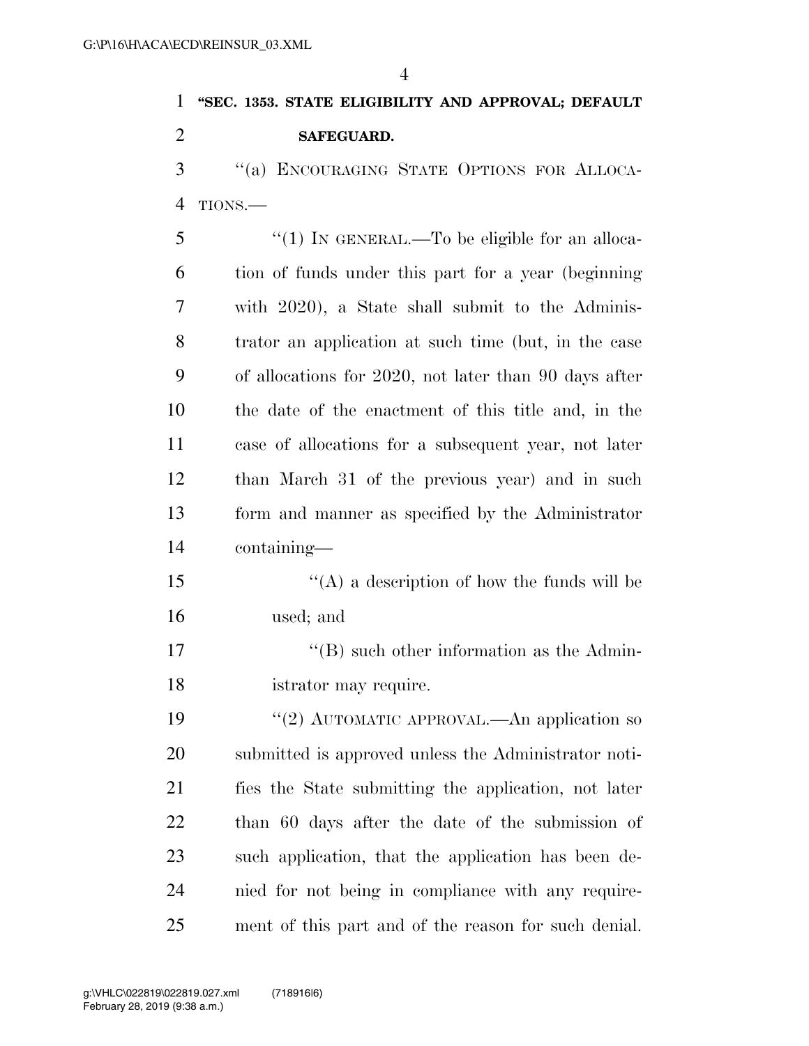**"SEC. 1353. STATE ELIGIBILITY AND APPROVAL; DEFAULT SAFEGUARD.**

"(a) ENCOURAGING STATE OPTIONS FOR ALLOCATIONS.—

"(1) IN GENERAL.—To be eligible for an allocation of funds under this part for a year (beginning with 2020), a State shall submit to the Administrator an application at such time (but, in the case of allocations for 2020, not later than 90 days after the date of the enactment of this title and, in the case of allocations for a subsequent year, not later than March 31 of the previous year) and in such form and manner as specified by the Administrator containing—

"(A) a description of how the funds will be used; and

"(B) such other information as the Administrator may require.

"(2) AUTOMATIC APPROVAL.—An application so submitted is approved unless the Administrator notifies the State submitting the application, not later than 60 days after the date of the submission of such application, that the application has been denied for not being in compliance with any requirement of this part and of the reason for such denial.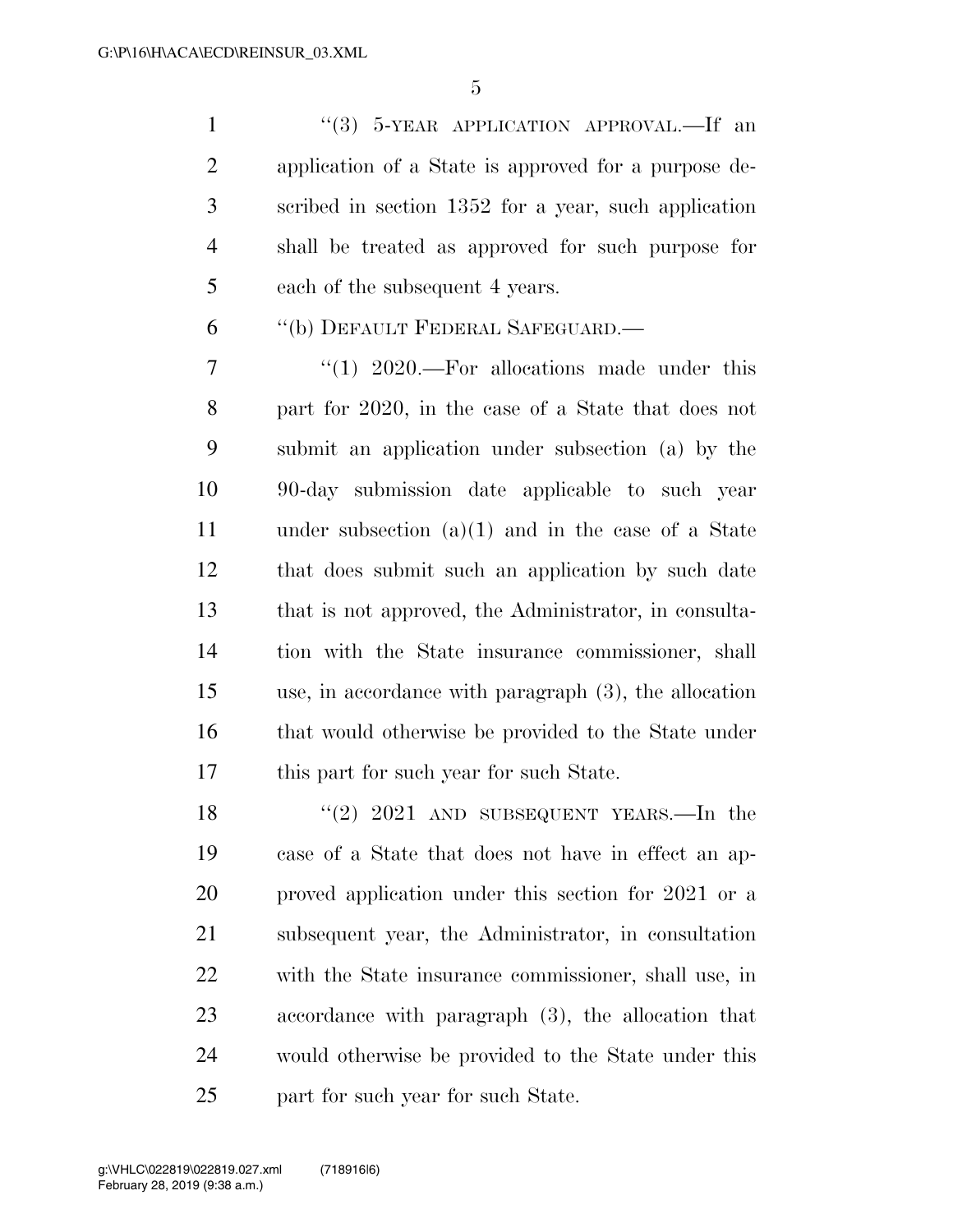"(3) 5-YEAR APPLICATION APPROVAL.—If an application of a State is approved for a purpose described in section 1352 for a year, such application shall be treated as approved for such purpose for each of the subsequent 4 years.

"(b) DEFAULT FEDERAL SAFEGUARD.—

"(1) 2020.—For allocations made under this part for 2020, in the case of a State that does not submit an application under subsection (a) by the 90-day submission date applicable to such year under subsection (a)(1) and in the case of a State that does submit such an application by such date that is not approved, the Administrator, in consultation with the State insurance commissioner, shall use, in accordance with paragraph (3), the allocation that would otherwise be provided to the State under this part for such year for such State.

"(2) 2021 AND SUBSEQUENT YEARS.—In the case of a State that does not have in effect an approved application under this section for 2021 or a subsequent year, the Administrator, in consultation with the State insurance commissioner, shall use, in accordance with paragraph (3), the allocation that would otherwise be provided to the State under this part for such year for such State.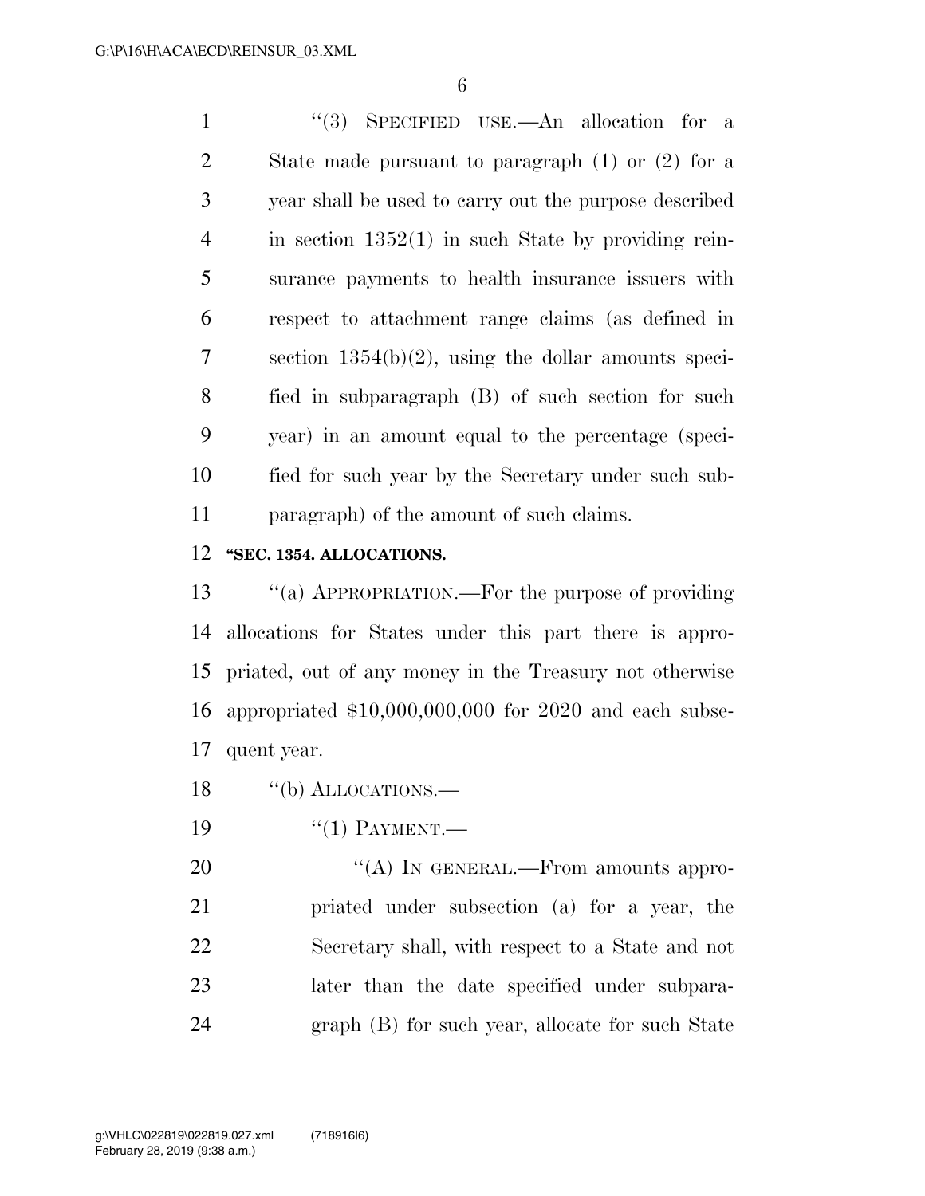"(3) SPECIFIED USE.—An allocation for a State made pursuant to paragraph (1) or (2) for a year shall be used to carry out the purpose described in section 1352(1) in such State by providing reinsurance payments to health insurance issuers with respect to attachment range claims (as defined in section 1354(b)(2), using the dollar amounts specified in subparagraph (B) of such section for such year) in an amount equal to the percentage (specified for such year by the Secretary under such subparagraph) of the amount of such claims.

**"SEC. 1354. ALLOCATIONS.**

"(a) APPROPRIATION.—For the purpose of providing allocations for States under this part there is appropriated, out of any money in the Treasury not otherwise appropriated $10,000,000,000 for 2020 and each subsequent year.

"(b) ALLOCATIONS.—

"(1) PAYMENT.—

"(A) IN GENERAL.—From amounts appropriated under subsection (a) for a year, the Secretary shall, with respect to a State and not later than the date specified under subparagraph (B) for such year, allocate for such State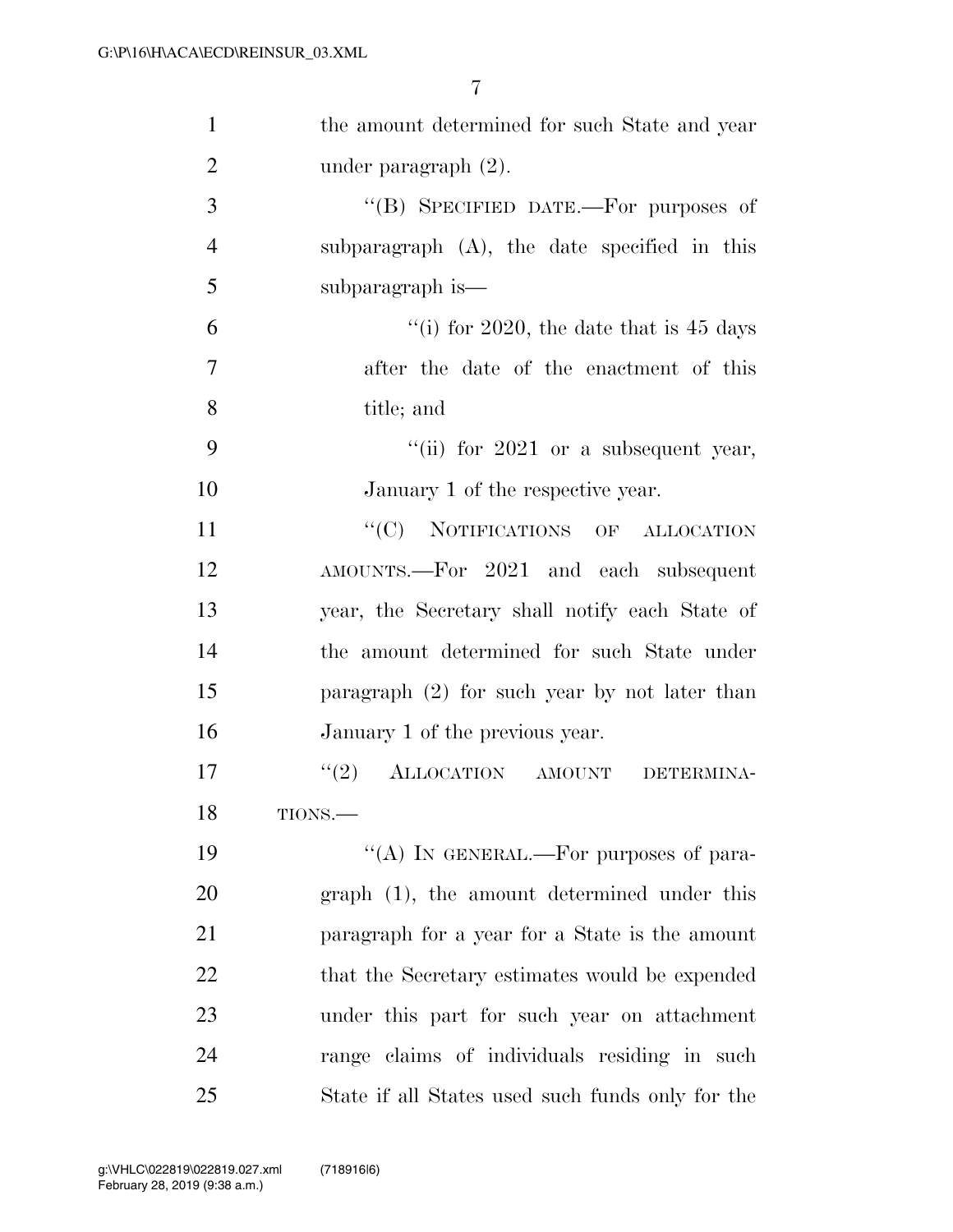the amount determined for such State and year under paragraph (2).

''(B) SPECIFIED DATE.—For purposes of subparagraph (A), the date specified in this subparagraph is—

''(i) for 2020, the date that is 45 days after the date of the enactment of this title; and

''(ii) for 2021 or a subsequent year, January 1 of the respective year.

''(C) NOTIFICATIONS OF ALLOCATION AMOUNTS.—For 2021 and each subsequent year, the Secretary shall notify each State of the amount determined for such State under paragraph (2) for such year by not later than January 1 of the previous year.

''(2) ALLOCATION AMOUNT DETERMINATIONS.—

''(A) IN GENERAL.—For purposes of paragraph (1), the amount determined under this paragraph for a year for a State is the amount that the Secretary estimates would be expended under this part for such year on attachment range claims of individuals residing in such State if all States used such funds only for the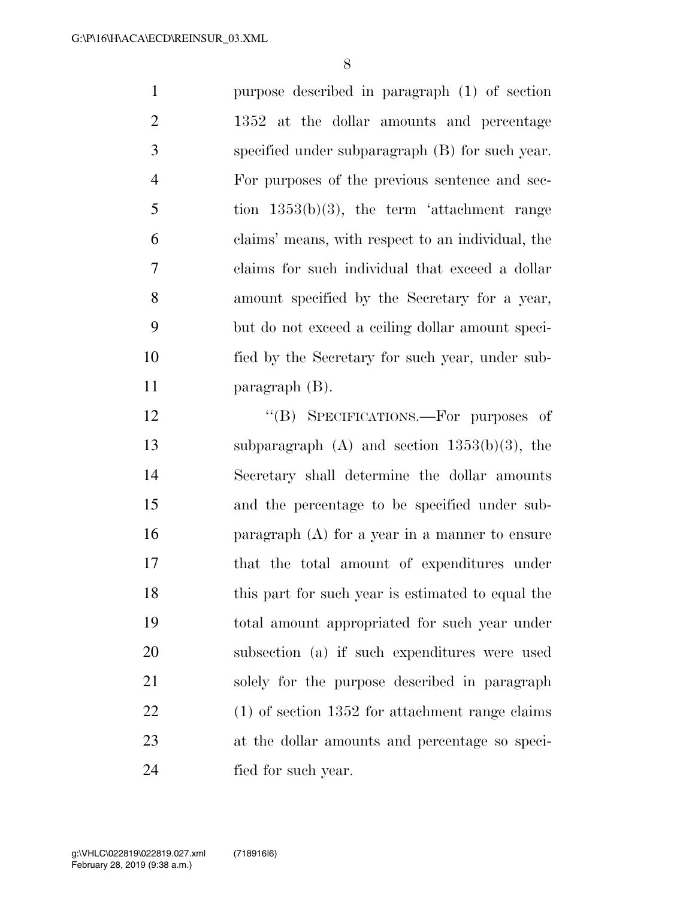purpose described in paragraph (1) of section 1352 at the dollar amounts and percentage specified under subparagraph (B) for such year. For purposes of the previous sentence and section 1353(b)(3), the term 'attachment range claims' means, with respect to an individual, the claims for such individual that exceed a dollar amount specified by the Secretary for a year, but do not exceed a ceiling dollar amount specified by the Secretary for such year, under subparagraph (B).

"(B) SPECIFICATIONS.—For purposes of subparagraph (A) and section 1353(b)(3), the Secretary shall determine the dollar amounts and the percentage to be specified under subparagraph (A) for a year in a manner to ensure that the total amount of expenditures under this part for such year is estimated to equal the total amount appropriated for such year under subsection (a) if such expenditures were used solely for the purpose described in paragraph (1) of section 1352 for attachment range claims at the dollar amounts and percentage so specified for such year.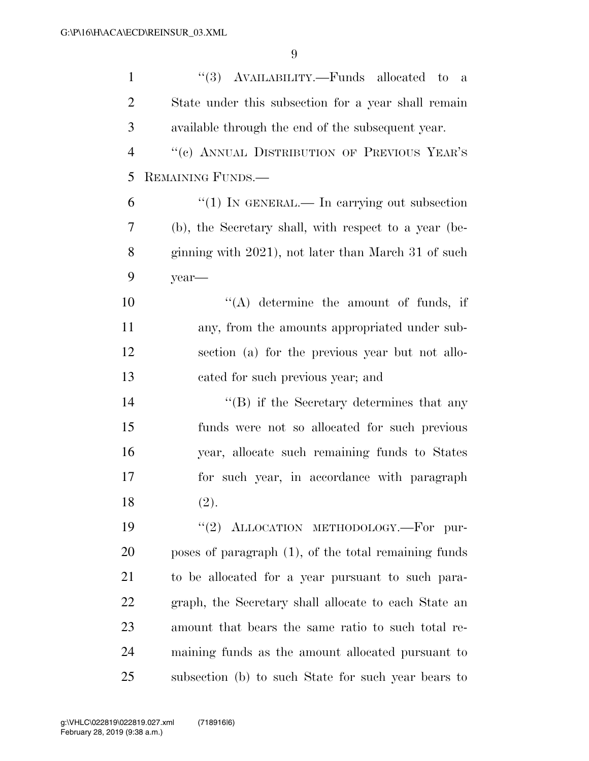"(3) AVAILABILITY.—Funds allocated to a State under this subsection for a year shall remain available through the end of the subsequent year.

"(c) ANNUAL DISTRIBUTION OF PREVIOUS YEAR'S REMAINING FUNDS.—

"(1) IN GENERAL.— In carrying out subsection (b), the Secretary shall, with respect to a year (beginning with 2021), not later than March 31 of such year—

"(A) determine the amount of funds, if any, from the amounts appropriated under subsection (a) for the previous year but not allocated for such previous year; and

"(B) if the Secretary determines that any funds were not so allocated for such previous year, allocate such remaining funds to States for such year, in accordance with paragraph (2).

"(2) ALLOCATION METHODOLOGY.—For purposes of paragraph (1), of the total remaining funds to be allocated for a year pursuant to such paragraph, the Secretary shall allocate to each State an amount that bears the same ratio to such total remaining funds as the amount allocated pursuant to subsection (b) to such State for such year bears to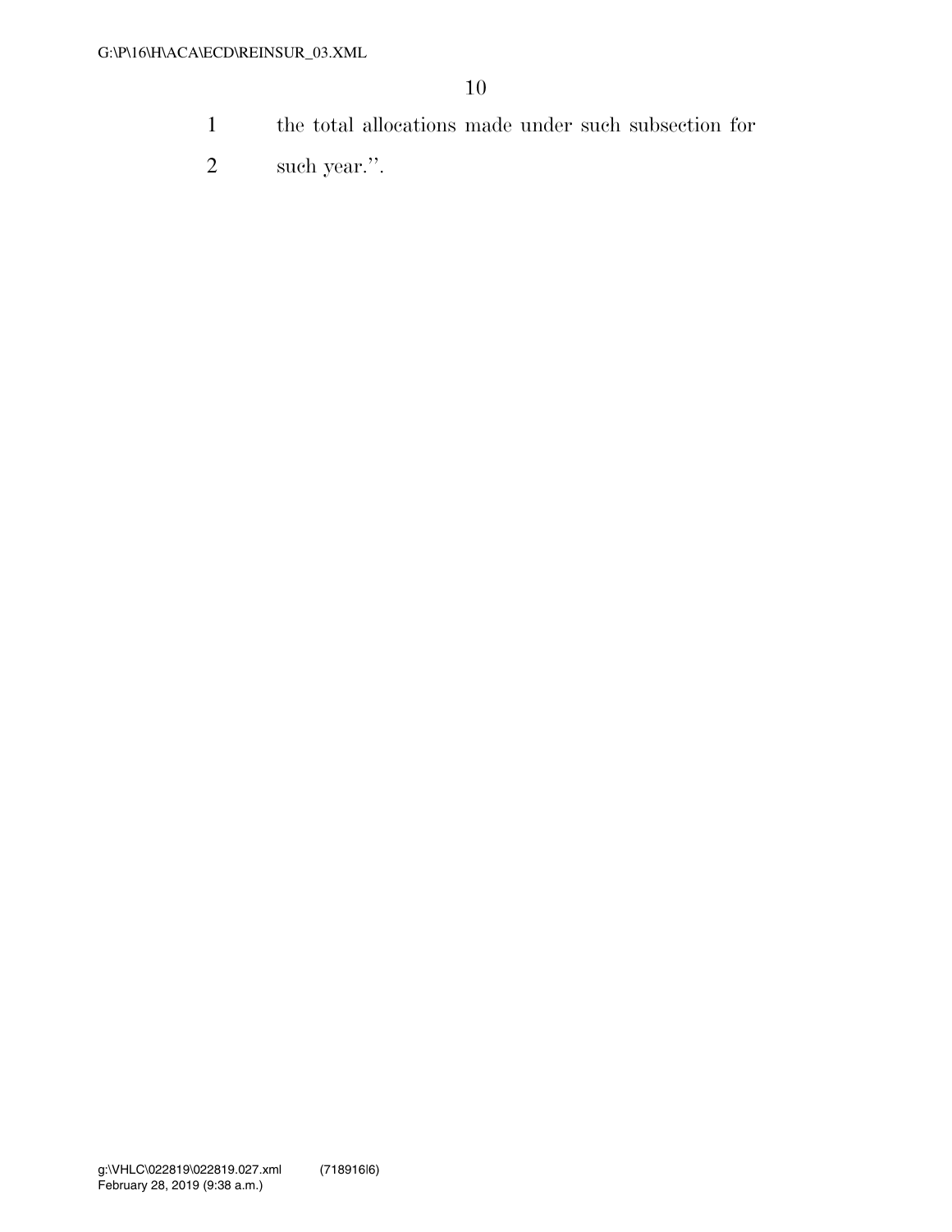the total allocations made under such subsection for such year.''.